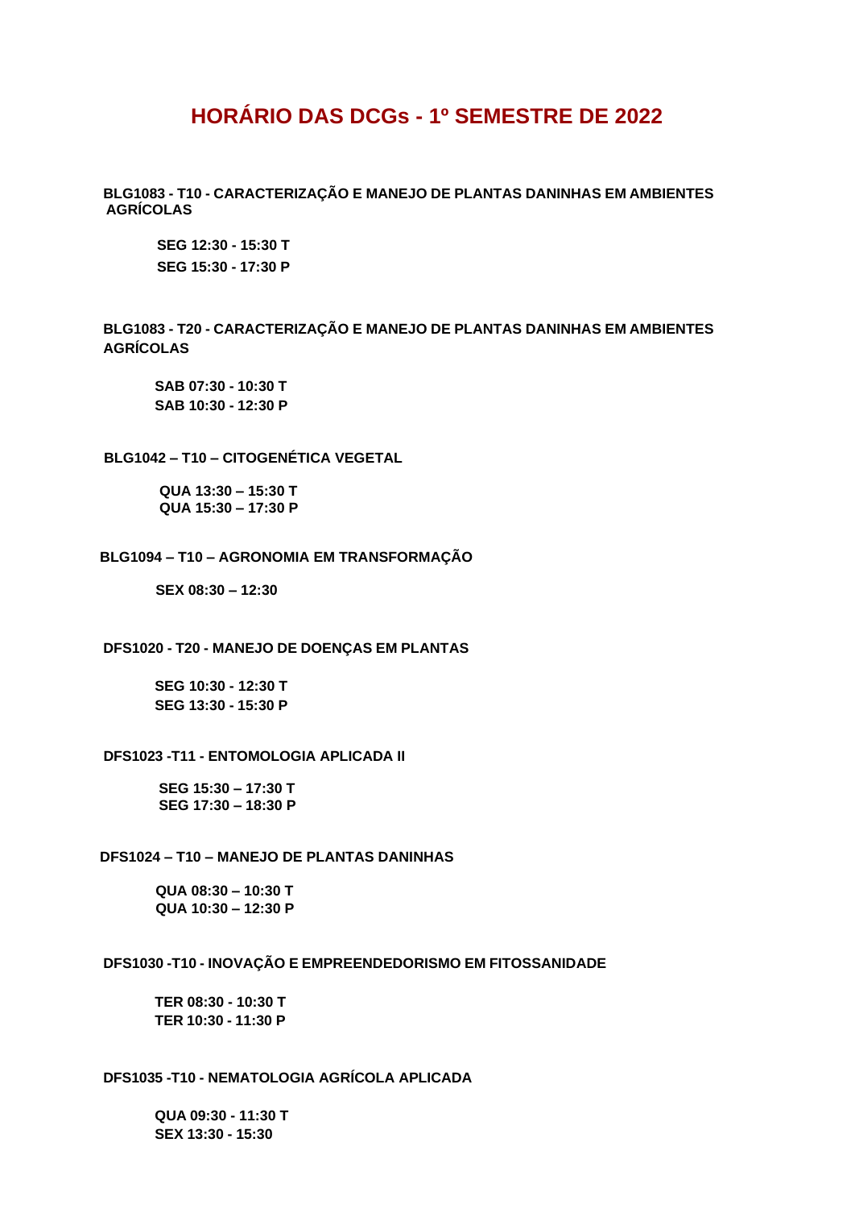# HORÁRIO DAS DCGs - 1º SEMESTRE DE 2022

**BLG1083 - T10 - CARACTERIZAÇÃO E MANEJO DE PLANTAS DANINHAS EM AMBIENTES AGRÍCOLAS**

**SEG 12:30 - 15:30 T**
**SEG 15:30 - 17:30 P**

**BLG1083 - T20 - CARACTERIZAÇÃO E MANEJO DE PLANTAS DANINHAS EM AMBIENTES AGRÍCOLAS**

**SAB 07:30 - 10:30 T**
**SAB 10:30 - 12:30 P**

**BLG1042 – T10 – CITOGENÉTICA VEGETAL**

**QUA 13:30 – 15:30 T**
**QUA 15:30 – 17:30 P**

**BLG1094 – T10 – AGRONOMIA EM TRANSFORMAÇÃO**

**SEX 08:30 – 12:30**

**DFS1020 - T20 - MANEJO DE DOENÇAS EM PLANTAS**

**SEG 10:30 - 12:30 T**
**SEG 13:30 - 15:30 P**

**DFS1023 -T11 - ENTOMOLOGIA APLICADA II**

**SEG 15:30 – 17:30 T**
**SEG 17:30 – 18:30 P**

**DFS1024 – T10 – MANEJO DE PLANTAS DANINHAS**

**QUA 08:30 – 10:30 T**
**QUA 10:30 – 12:30 P**

**DFS1030 -T10 - INOVAÇÃO E EMPREENDEDORISMO EM FITOSSANIDADE**

**TER 08:30 - 10:30 T**
**TER 10:30 - 11:30 P**

**DFS1035 -T10 - NEMATOLOGIA AGRÍCOLA APLICADA**

**QUA 09:30 - 11:30 T**
**SEX 13:30 - 15:30**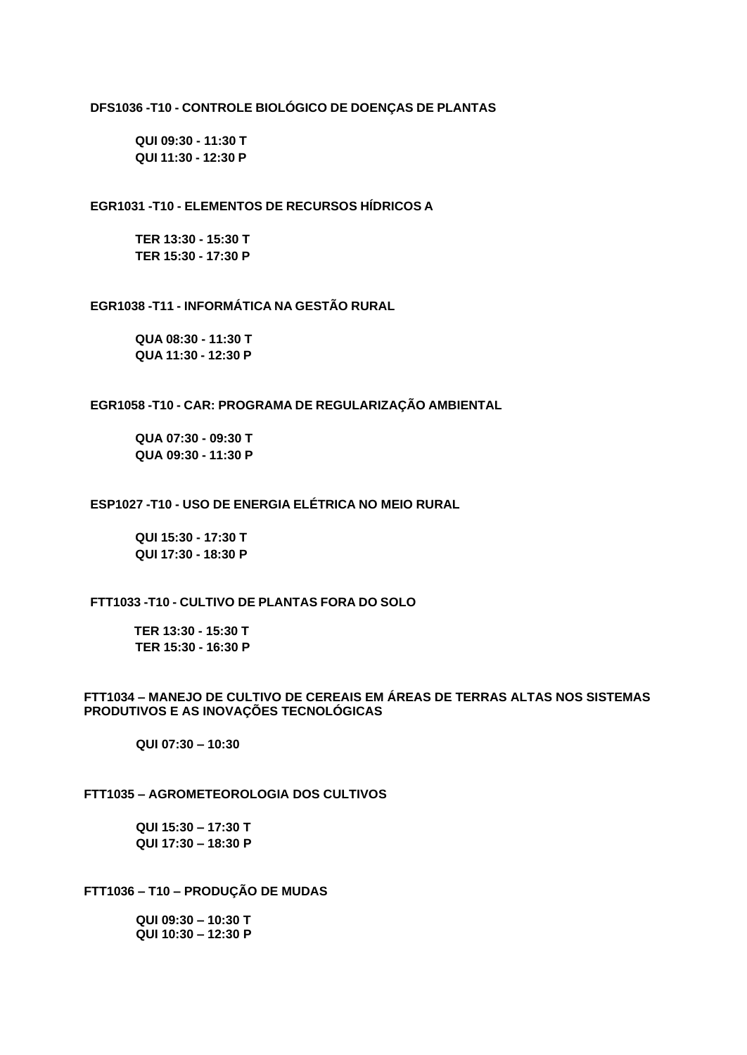**DFS1036 -T10 - CONTROLE BIOLÓGICO DE DOENÇAS DE PLANTAS**

**QUI 09:30 - 11:30 T**
**QUI 11:30 - 12:30 P**

**EGR1031 -T10 - ELEMENTOS DE RECURSOS HÍDRICOS A**

**TER 13:30 - 15:30 T**
**TER 15:30 - 17:30 P**

**EGR1038 -T11 - INFORMÁTICA NA GESTÃO RURAL**

**QUA 08:30 - 11:30 T**
**QUA 11:30 - 12:30 P**

**EGR1058 -T10 - CAR: PROGRAMA DE REGULARIZAÇÃO AMBIENTAL**

**QUA 07:30 - 09:30 T**
**QUA 09:30 - 11:30 P**

**ESP1027 -T10 - USO DE ENERGIA ELÉTRICA NO MEIO RURAL**

**QUI 15:30 - 17:30 T**
**QUI 17:30 - 18:30 P**

**FTT1033 -T10 - CULTIVO DE PLANTAS FORA DO SOLO**

**TER 13:30 - 15:30 T**
**TER 15:30 - 16:30 P**

**FTT1034 – MANEJO DE CULTIVO DE CEREAIS EM ÁREAS DE TERRAS ALTAS NOS SISTEMAS PRODUTIVOS E AS INOVAÇÕES TECNOLÓGICAS**

**QUI 07:30 – 10:30**

**FTT1035 – AGROMETEOROLOGIA DOS CULTIVOS**

**QUI 15:30 – 17:30 T**
**QUI 17:30 – 18:30 P**

**FTT1036 – T10 – PRODUÇÃO DE MUDAS**

**QUI 09:30 – 10:30 T**
**QUI 10:30 – 12:30 P**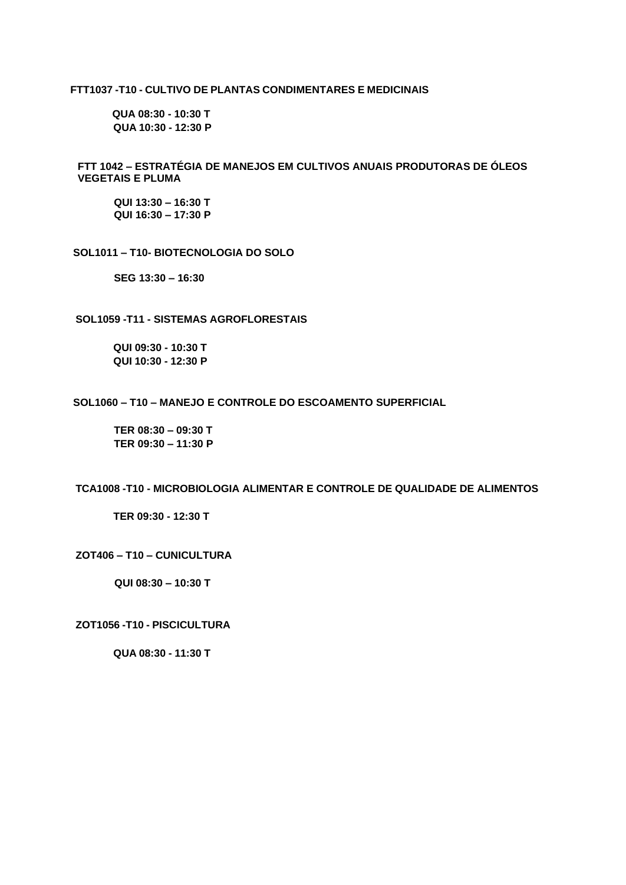**FTT1037 -T10 - CULTIVO DE PLANTAS CONDIMENTARES E MEDICINAIS**

**QUA 08:30 - 10:30 T**
**QUA 10:30 - 12:30 P**

**FTT 1042 – ESTRATÉGIA DE MANEJOS EM CULTIVOS ANUAIS PRODUTORAS DE ÓLEOS VEGETAIS E PLUMA**

**QUI 13:30 – 16:30 T**
**QUI 16:30 – 17:30 P**

**SOL1011 – T10- BIOTECNOLOGIA DO SOLO**

**SEG 13:30 – 16:30**

**SOL1059 -T11 - SISTEMAS AGROFLORESTAIS**

**QUI 09:30 - 10:30 T**
**QUI 10:30 - 12:30 P**

**SOL1060 – T10 – MANEJO E CONTROLE DO ESCOAMENTO SUPERFICIAL**

**TER 08:30 – 09:30 T**
**TER 09:30 – 11:30 P**

**TCA1008 -T10 - MICROBIOLOGIA ALIMENTAR E CONTROLE DE QUALIDADE DE ALIMENTOS**

**TER 09:30 - 12:30 T**

**ZOT406 – T10 – CUNICULTURA**

**QUI 08:30 – 10:30 T**

**ZOT1056 -T10 - PISCICULTURA**

**QUA 08:30 - 11:30 T**